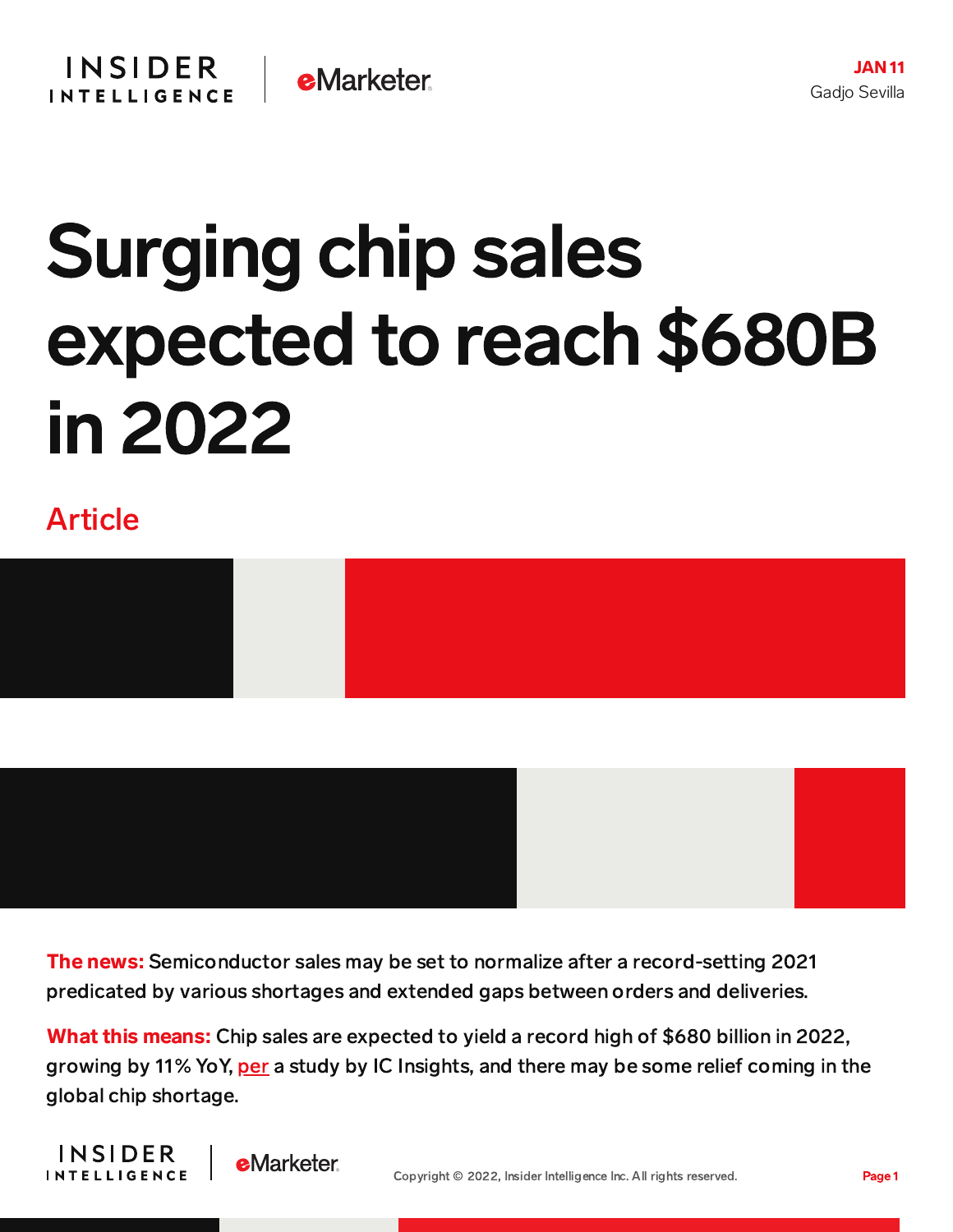JAN 11

Gadjo Sevilla

# Surging chip sales expected to reach $680B in 2022

Article

**The news:** Semiconductor sales may be set to normalize after a record-setting 2021 predicated by various shortages and extended gaps between orders and deliveries.

**What this means:** Chip sales are expected to yield a record high of $680 billion in 2022, growing by 11% YoY, per a study by IC Insights, and there may be some relief coming in the global chip shortage.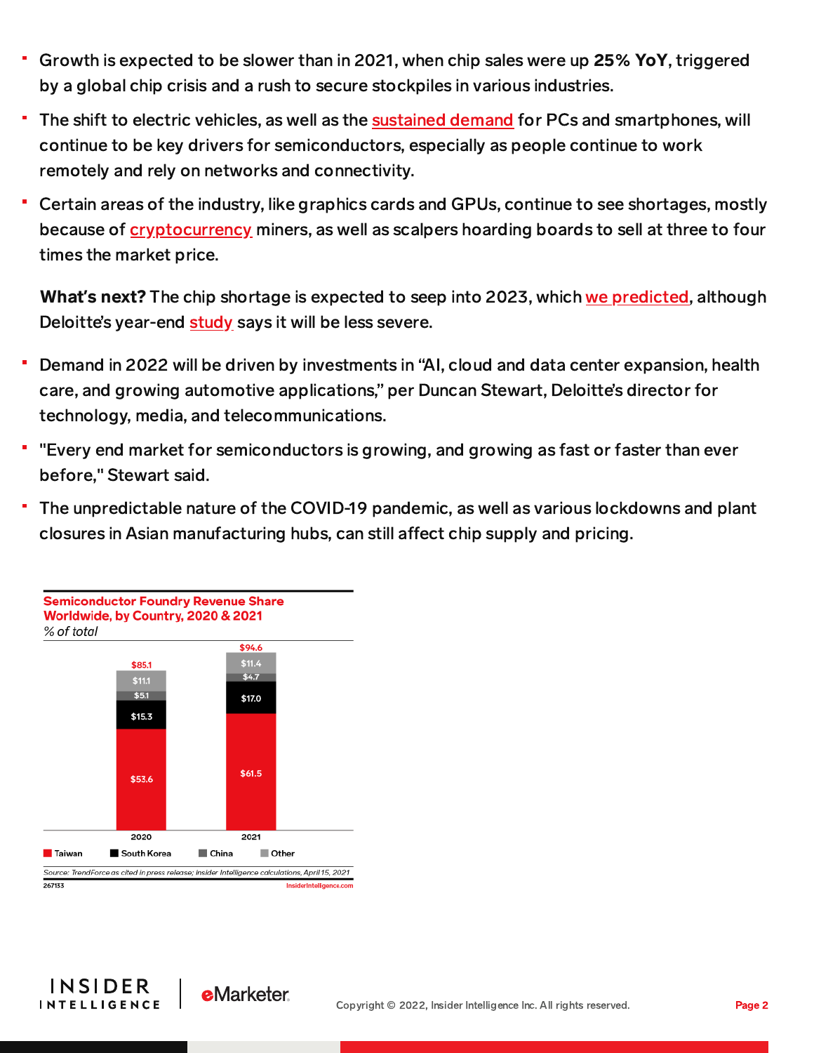- Growth is expected to be slower than in 2021, when chip sales were up **25% YoY**, triggered by a global chip crisis and a rush to secure stockpiles in various industries.
- The shift to electric vehicles, as well as the sustained demand for PCs and smartphones, will continue to be key drivers for semiconductors, especially as people continue to work remotely and rely on networks and connectivity.
- Certain areas of the industry, like graphics cards and GPUs, continue to see shortages, mostly because of cryptocurrency miners, as well as scalpers hoarding boards to sell at three to four times the market price.

**What's next?** The chip shortage is expected to seep into 2023, which we predicted, although Deloitte's year-end study says it will be less severe.

- Demand in 2022 will be driven by investments in "AI, cloud and data center expansion, health care, and growing automotive applications," per Duncan Stewart, Deloitte's director for technology, media, and telecommunications.
- "Every end market for semiconductors is growing, and growing as fast or faster than ever before," Stewart said.
- The unpredictable nature of the COVID-19 pandemic, as well as various lockdowns and plant closures in Asian manufacturing hubs, can still affect chip supply and pricing.

**Semiconductor Foundry Revenue Share Worldwide, by Country, 2020 & 2021**
*% of total*

2020: $85.1; $11.1; $5.1; $15.3; $53.6
2021: $94.6; $11.4; $4.7; $17.0; $61.5

Taiwan, South Korea, China, Other

*Source: TrendForce as cited in press release; Insider Intelligence calculations, April 15, 2021*
267133
InsiderIntelligence.com